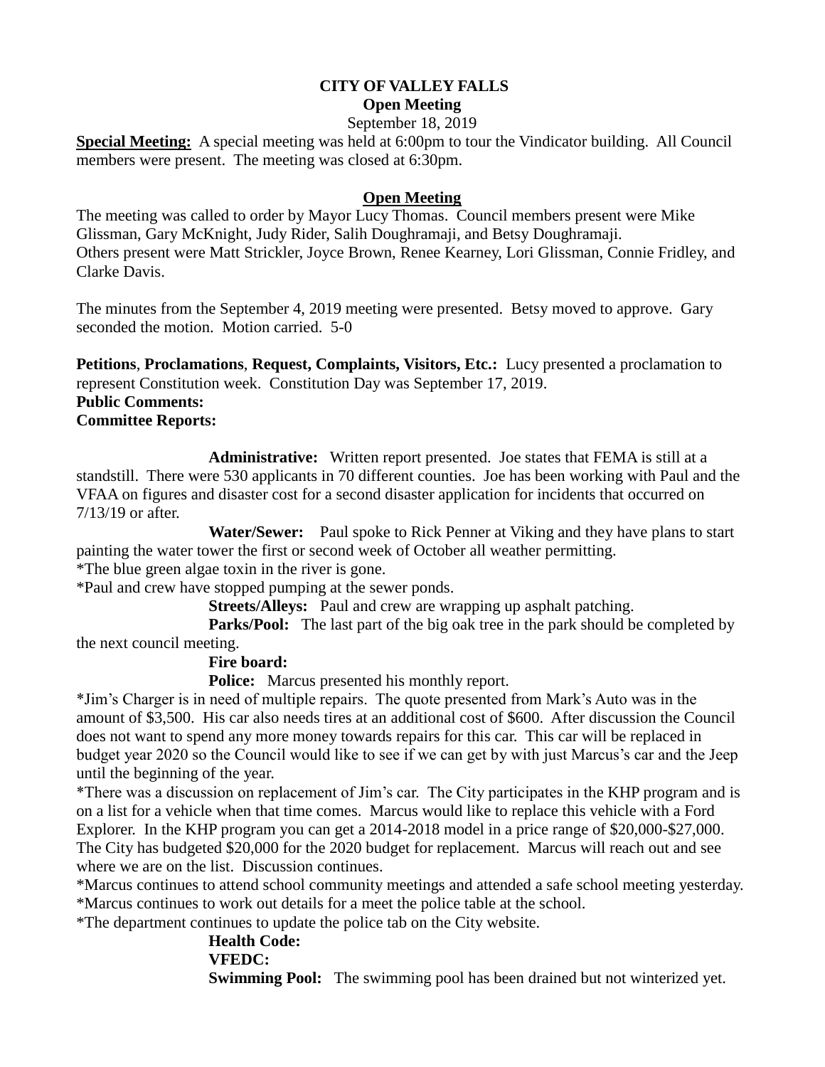# CITY OF VALLEY FALLS

## Open Meeting

September 18, 2019

**Special Meeting:** A special meeting was held at 6:00pm to tour the Vindicator building. All Council members were present. The meeting was closed at 6:30pm.

## Open Meeting

The meeting was called to order by Mayor Lucy Thomas. Council members present were Mike Glissman, Gary McKnight, Judy Rider, Salih Doughramaji, and Betsy Doughramaji. Others present were Matt Strickler, Joyce Brown, Renee Kearney, Lori Glissman, Connie Fridley, and Clarke Davis.

The minutes from the September 4, 2019 meeting were presented. Betsy moved to approve. Gary seconded the motion. Motion carried. 5-0

**Petitions**, **Proclamations**, **Request, Complaints, Visitors, Etc.:** Lucy presented a proclamation to represent Constitution week. Constitution Day was September 17, 2019.

**Public Comments:**

**Committee Reports:**

**Administrative:** Written report presented. Joe states that FEMA is still at a standstill. There were 530 applicants in 70 different counties. Joe has been working with Paul and the VFAA on figures and disaster cost for a second disaster application for incidents that occurred on 7/13/19 or after.

**Water/Sewer:** Paul spoke to Rick Penner at Viking and they have plans to start painting the water tower the first or second week of October all weather permitting.

*The blue green algae toxin in the river is gone.

*Paul and crew have stopped pumping at the sewer ponds.

**Streets/Alleys:** Paul and crew are wrapping up asphalt patching.

**Parks/Pool:** The last part of the big oak tree in the park should be completed by the next council meeting.

**Fire board:**

**Police:** Marcus presented his monthly report.

*Jim's Charger is in need of multiple repairs. The quote presented from Mark's Auto was in the amount of $3,500. His car also needs tires at an additional cost of $600. After discussion the Council does not want to spend any more money towards repairs for this car. This car will be replaced in budget year 2020 so the Council would like to see if we can get by with just Marcus's car and the Jeep until the beginning of the year.

*There was a discussion on replacement of Jim's car. The City participates in the KHP program and is on a list for a vehicle when that time comes. Marcus would like to replace this vehicle with a Ford Explorer. In the KHP program you can get a 2014-2018 model in a price range of $20,000-$27,000. The City has budgeted $20,000 for the 2020 budget for replacement. Marcus will reach out and see where we are on the list. Discussion continues.

*Marcus continues to attend school community meetings and attended a safe school meeting yesterday.

*Marcus continues to work out details for a meet the police table at the school.

*The department continues to update the police tab on the City website.

**Health Code:**

**VFEDC:**

**Swimming Pool:** The swimming pool has been drained but not winterized yet.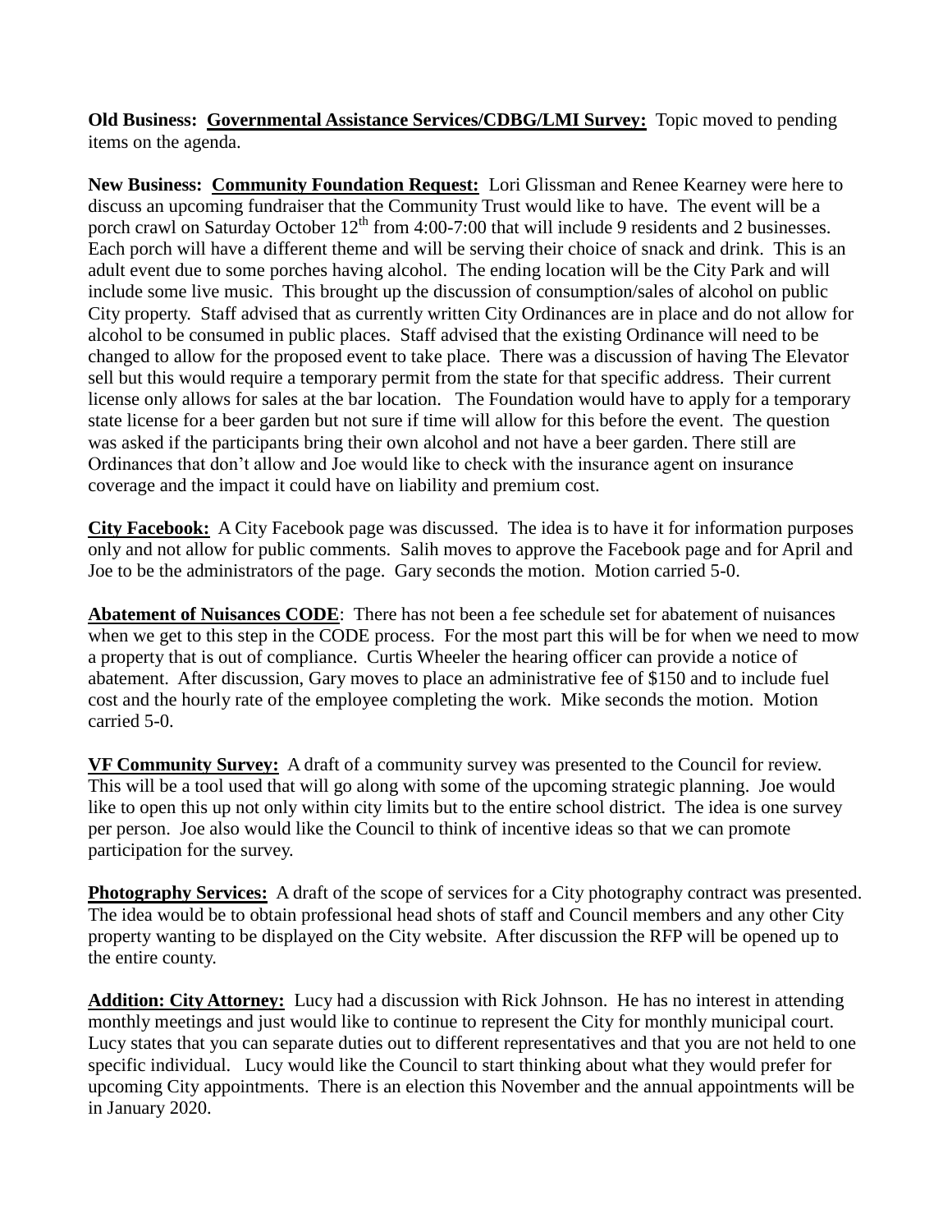**Old Business:** **Governmental Assistance Services/CDBG/LMI Survey:** Topic moved to pending items on the agenda.

**New Business:** **Community Foundation Request:** Lori Glissman and Renee Kearney were here to discuss an upcoming fundraiser that the Community Trust would like to have. The event will be a porch crawl on Saturday October 12th from 4:00-7:00 that will include 9 residents and 2 businesses. Each porch will have a different theme and will be serving their choice of snack and drink. This is an adult event due to some porches having alcohol. The ending location will be the City Park and will include some live music. This brought up the discussion of consumption/sales of alcohol on public City property. Staff advised that as currently written City Ordinances are in place and do not allow for alcohol to be consumed in public places. Staff advised that the existing Ordinance will need to be changed to allow for the proposed event to take place. There was a discussion of having The Elevator sell but this would require a temporary permit from the state for that specific address. Their current license only allows for sales at the bar location. The Foundation would have to apply for a temporary state license for a beer garden but not sure if time will allow for this before the event. The question was asked if the participants bring their own alcohol and not have a beer garden. There still are Ordinances that don't allow and Joe would like to check with the insurance agent on insurance coverage and the impact it could have on liability and premium cost.

**City Facebook:** A City Facebook page was discussed. The idea is to have it for information purposes only and not allow for public comments. Salih moves to approve the Facebook page and for April and Joe to be the administrators of the page. Gary seconds the motion. Motion carried 5-0.

**Abatement of Nuisances CODE**: There has not been a fee schedule set for abatement of nuisances when we get to this step in the CODE process. For the most part this will be for when we need to mow a property that is out of compliance. Curtis Wheeler the hearing officer can provide a notice of abatement. After discussion, Gary moves to place an administrative fee of $150 and to include fuel cost and the hourly rate of the employee completing the work. Mike seconds the motion. Motion carried 5-0.

**VF Community Survey:** A draft of a community survey was presented to the Council for review. This will be a tool used that will go along with some of the upcoming strategic planning. Joe would like to open this up not only within city limits but to the entire school district. The idea is one survey per person. Joe also would like the Council to think of incentive ideas so that we can promote participation for the survey.

**Photography Services:** A draft of the scope of services for a City photography contract was presented. The idea would be to obtain professional head shots of staff and Council members and any other City property wanting to be displayed on the City website. After discussion the RFP will be opened up to the entire county.

**Addition: City Attorney:** Lucy had a discussion with Rick Johnson. He has no interest in attending monthly meetings and just would like to continue to represent the City for monthly municipal court. Lucy states that you can separate duties out to different representatives and that you are not held to one specific individual. Lucy would like the Council to start thinking about what they would prefer for upcoming City appointments. There is an election this November and the annual appointments will be in January 2020.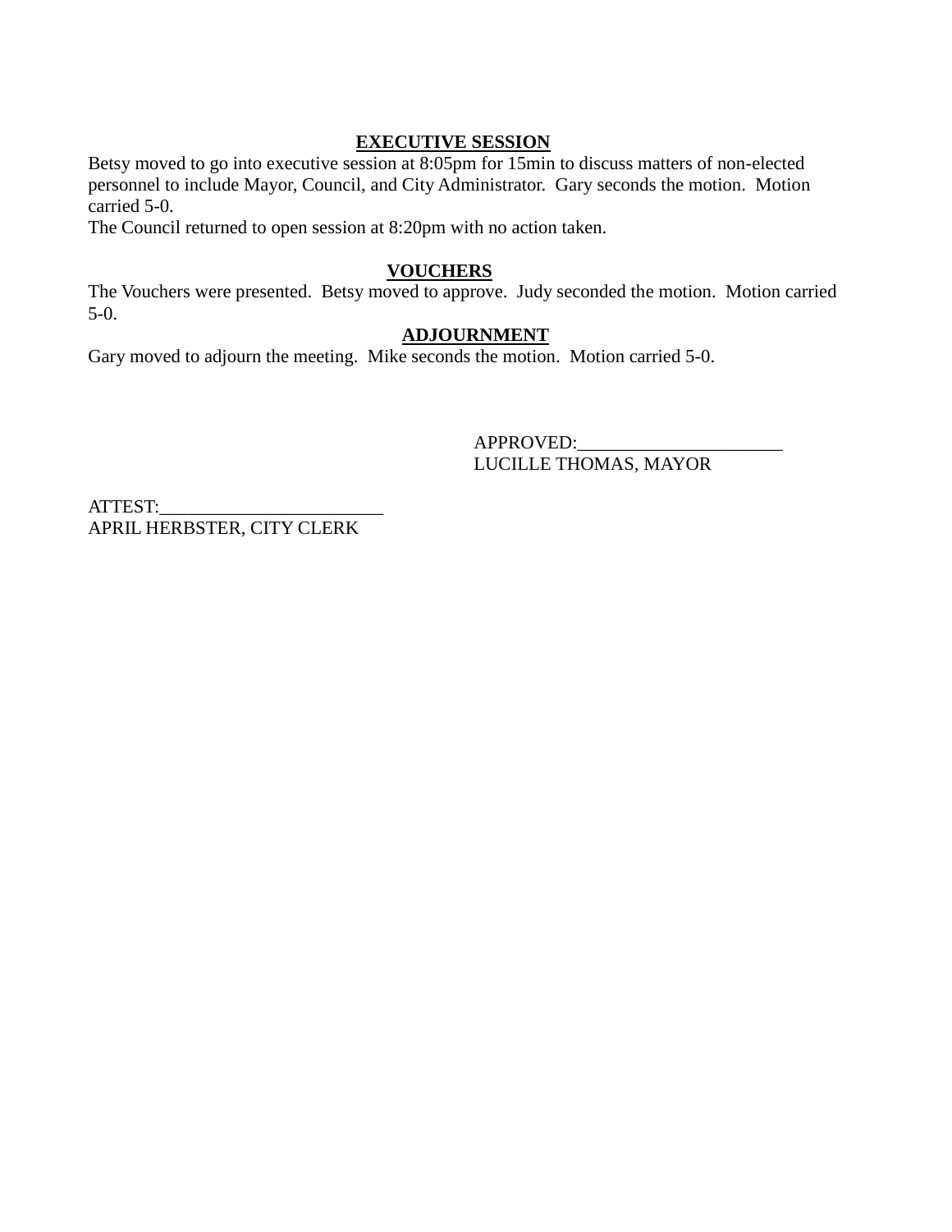## EXECUTIVE SESSION

Betsy moved to go into executive session at 8:05pm for 15min to discuss matters of non-elected personnel to include Mayor, Council, and City Administrator. Gary seconds the motion. Motion carried 5-0.

The Council returned to open session at 8:20pm with no action taken.

## VOUCHERS

The Vouchers were presented. Betsy moved to approve. Judy seconded the motion. Motion carried 5-0.

## ADJOURNMENT

Gary moved to adjourn the meeting. Mike seconds the motion. Motion carried 5-0.

APPROVED:______________________
LUCILLE THOMAS, MAYOR

ATTEST:________________________
APRIL HERBSTER, CITY CLERK